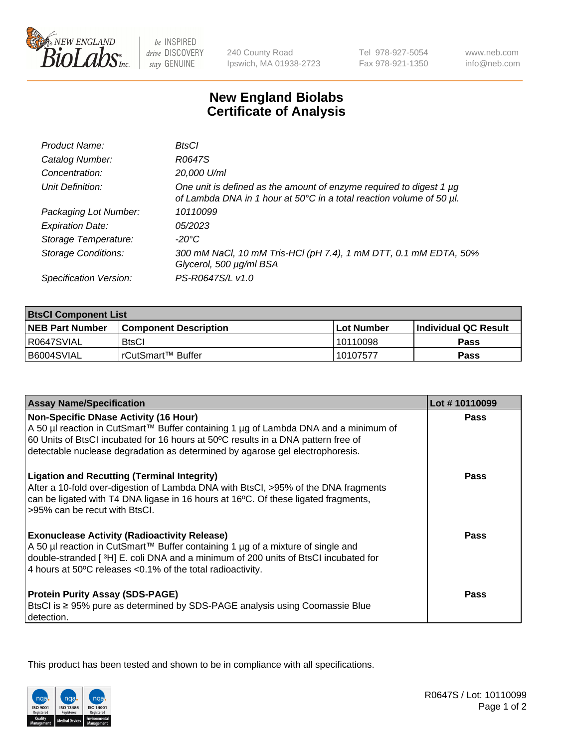New England BioLabs Inc. — be INSPIRED drive DISCOVERY stay GENUINE

240 County Road, Ipswich, MA 01938-2723 | Tel 978-927-5054 | Fax 978-921-1350 | www.neb.com | info@neb.com

# New England Biolabs Certificate of Analysis

| | |
|---|---|
| *Product Name:* | *BtsCI* |
| *Catalog Number:* | *R0647S* |
| *Concentration:* | *20,000 U/ml* |
| *Unit Definition:* | *One unit is defined as the amount of enzyme required to digest 1 µg of Lambda DNA in 1 hour at 50°C in a total reaction volume of 50 µl.* |
| *Packaging Lot Number:* | *10110099* |
| *Expiration Date:* | *05/2023* |
| *Storage Temperature:* | *-20°C* |
| *Storage Conditions:* | *300 mM NaCl, 10 mM Tris-HCl (pH 7.4), 1 mM DTT, 0.1 mM EDTA, 50% Glycerol, 500 µg/ml BSA* |
| *Specification Version:* | *PS-R0647S/L v1.0* |

**BtsCI Component List**

| NEB Part Number | Component Description | Lot Number | Individual QC Result |
|---|---|---|---|
| R0647SVIAL | BtsCI | 10110098 | **Pass** |
| B6004SVIAL | rCutSmart™ Buffer | 10107577 | **Pass** |

| Assay Name/Specification | Lot # 10110099 |
|---|---|
| **Non-Specific DNase Activity (16 Hour)** A 50 µl reaction in CutSmart™ Buffer containing 1 µg of Lambda DNA and a minimum of 60 Units of BtsCI incubated for 16 hours at 50ºC results in a DNA pattern free of detectable nuclease degradation as determined by agarose gel electrophoresis. | **Pass** |
| **Ligation and Recutting (Terminal Integrity)** After a 10-fold over-digestion of Lambda DNA with BtsCI, >95% of the DNA fragments can be ligated with T4 DNA ligase in 16 hours at 16ºC. Of these ligated fragments, >95% can be recut with BtsCI. | **Pass** |
| **Exonuclease Activity (Radioactivity Release)** A 50 µl reaction in CutSmart™ Buffer containing 1 µg of a mixture of single and double-stranded [ $^3$H] E. coli DNA and a minimum of 200 units of BtsCI incubated for 4 hours at 50ºC releases <0.1% of the total radioactivity. | **Pass** |
| **Protein Purity Assay (SDS-PAGE)** BtsCI is ≥ 95% pure as determined by SDS-PAGE analysis using Coomassie Blue detection. | **Pass** |

This product has been tested and shown to be in compliance with all specifications.

R0647S / Lot: 10110099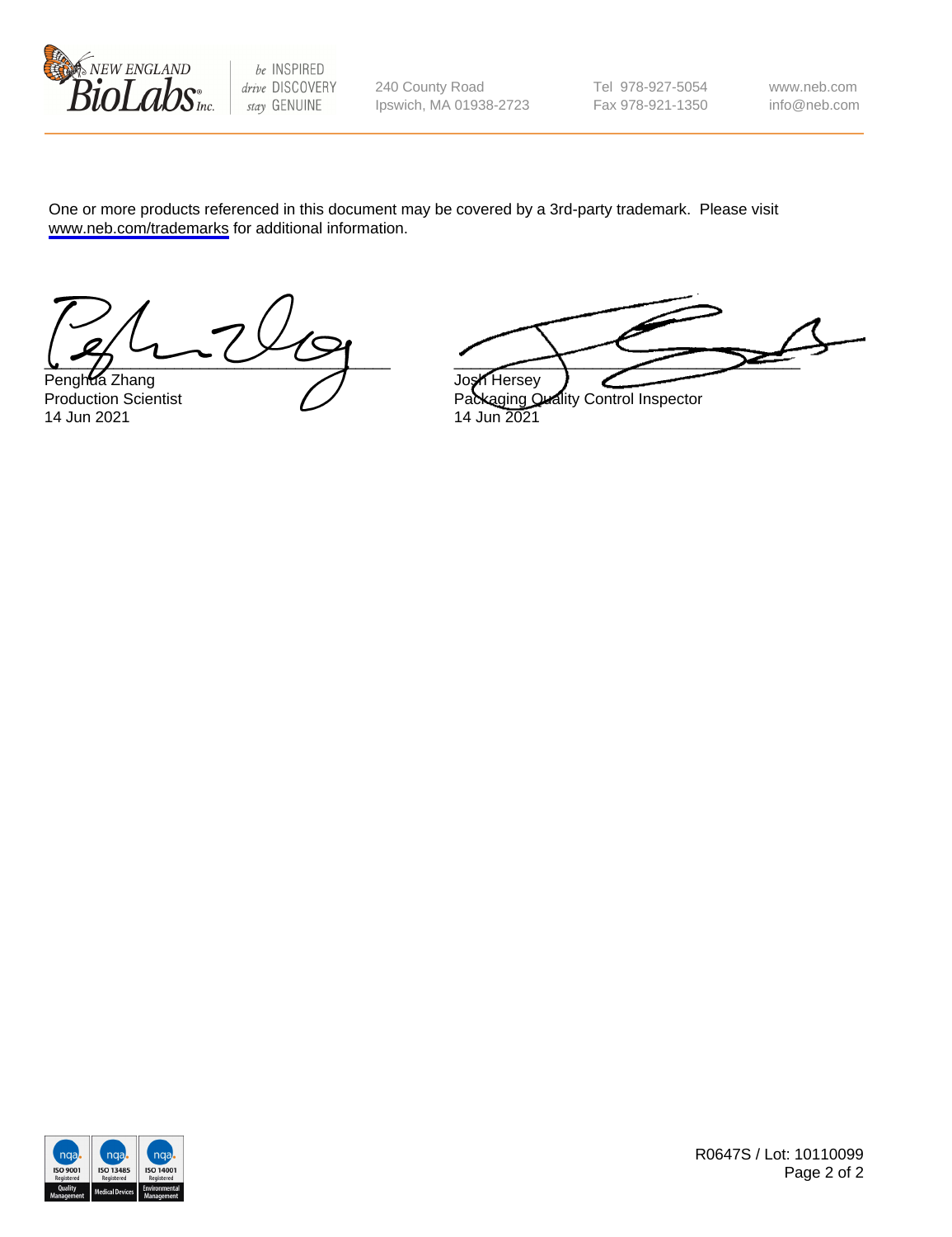One or more products referenced in this document may be covered by a 3rd-party trademark. Please visit www.neb.com/trademarks for additional information.

Penghua Zhang
Production Scientist
14 Jun 2021

Josh Hersey
Packaging Quality Control Inspector
14 Jun 2021

R0647S / Lot: 10110099